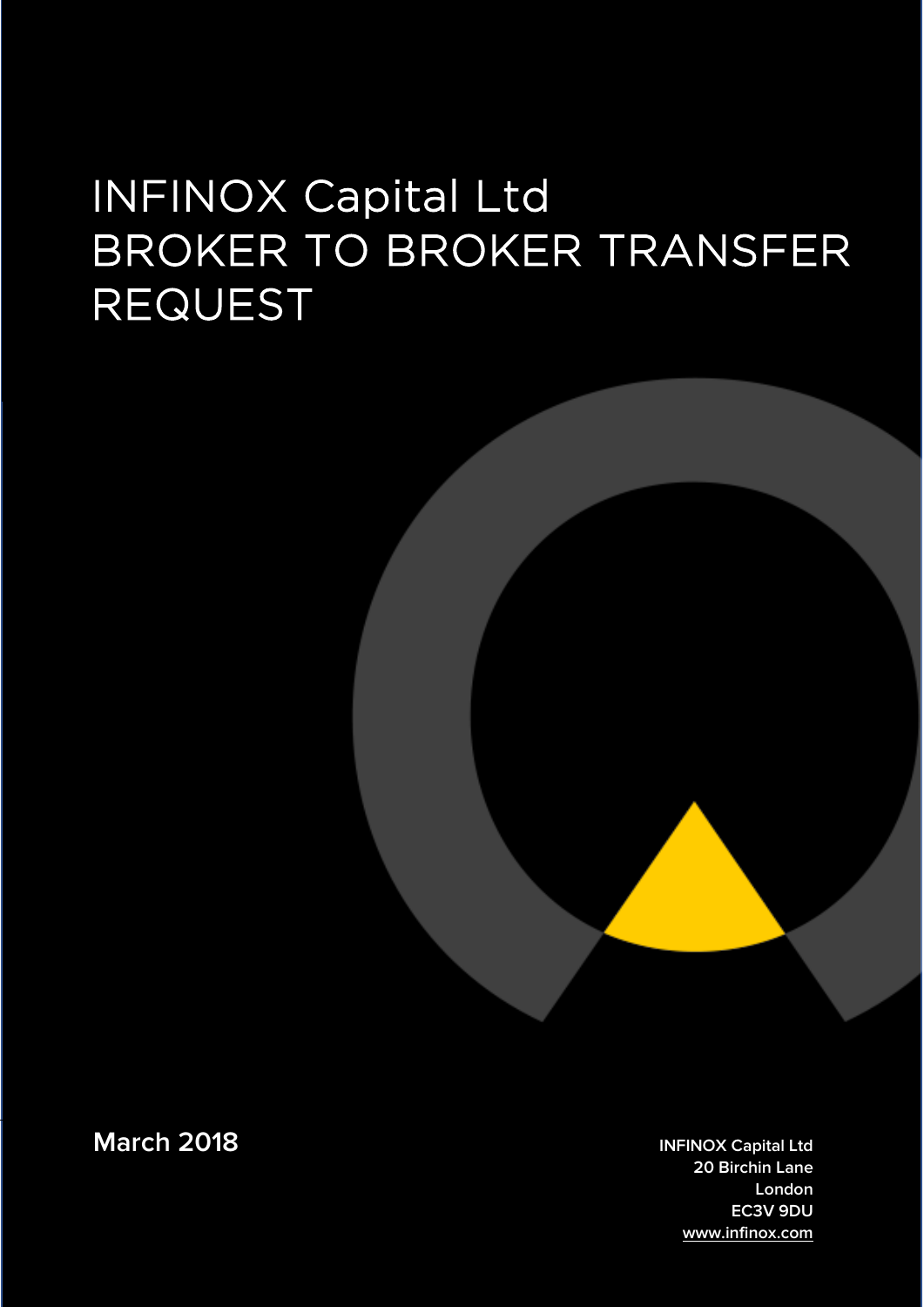# INFINOX Capital Ltd
# BROKER TO BROKER TRANSFER REQUEST

**March 2018**

INFINOX Capital Ltd
20 Birchin Lane
London
EC3V 9DU
www.infinox.com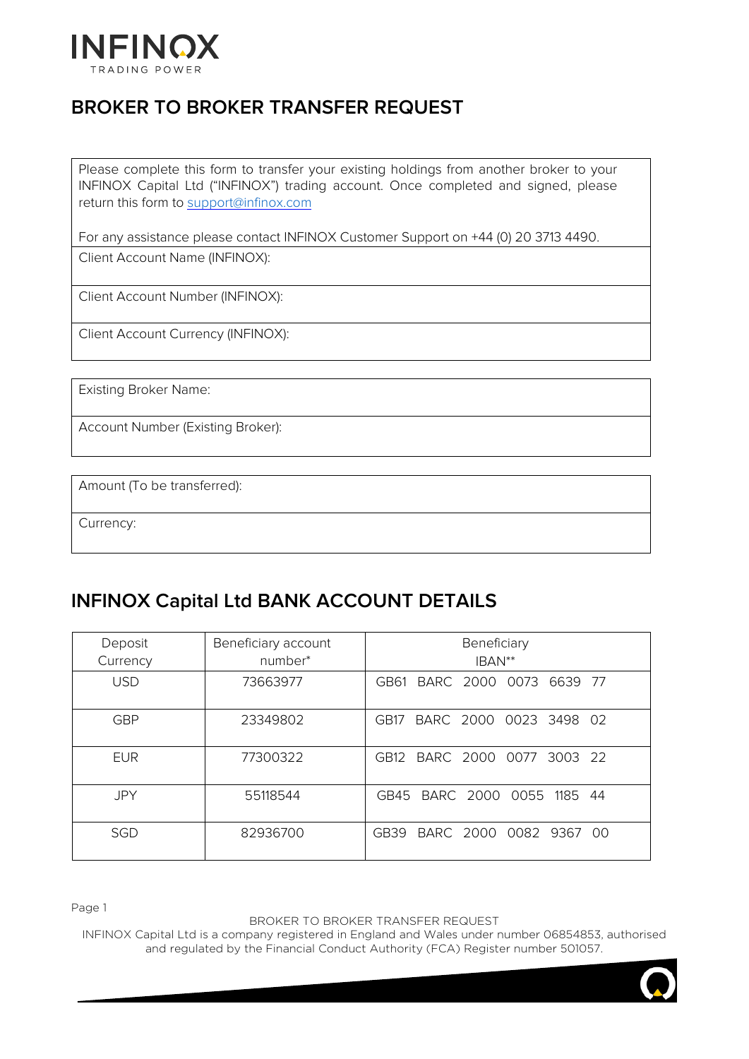INFINOX
TRADING POWER

# BROKER TO BROKER TRANSFER REQUEST

Please complete this form to transfer your existing holdings from another broker to your INFINOX Capital Ltd ("INFINOX") trading account. Once completed and signed, please return this form to [support@infinox.com](mailto:support@infinox.com)

For any assistance please contact INFINOX Customer Support on +44 (0) 20 3713 4490.

| | |
|---|---|
| Client Account Name (INFINOX): | |
| Client Account Number (INFINOX): | |
| Client Account Currency (INFINOX): | |

| | |
|---|---|
| Existing Broker Name: | |
| Account Number (Existing Broker): | |

| | |
|---|---|
| Amount (To be transferred): | |
| Currency: | |

## INFINOX Capital Ltd BANK ACCOUNT DETAILS

| Deposit Currency | Beneficiary account number* | Beneficiary IBAN** |
|---|---|---|
| USD | 73663977 | GB61 BARC 2000 0073 6639 77 |
| GBP | 23349802 | GB17 BARC 2000 0023 3498 02 |
| EUR | 77300322 | GB12 BARC 2000 0077 3003 22 |
| JPY | 55118544 | GB45 BARC 2000 0055 1185 44 |
| SGD | 82936700 | GB39 BARC 2000 0082 9367 00 |

INFINOX Capital Ltd is a company registered in England and Wales under number 06854853, authorised and regulated by the Financial Conduct Authority (FCA) Register number 501057.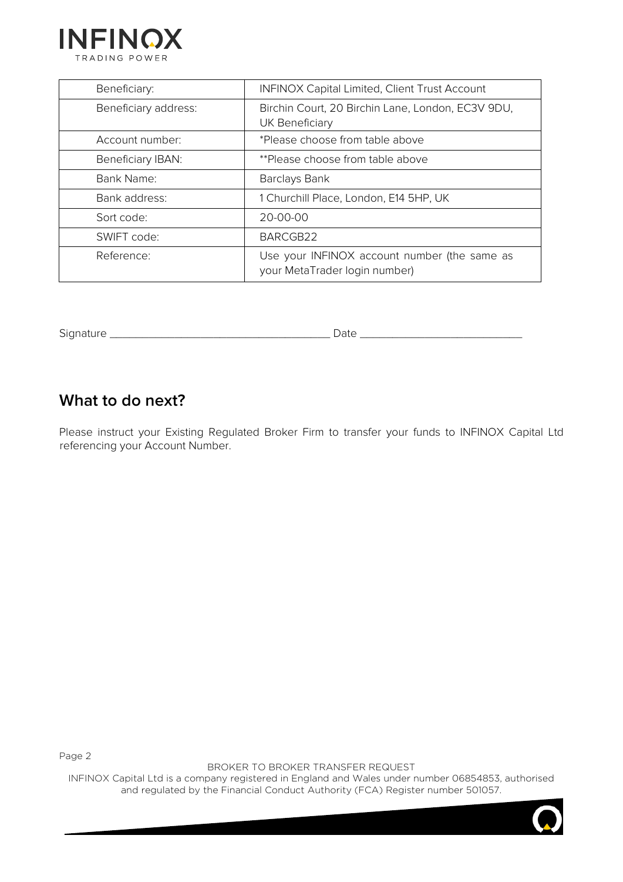| | |
|---|---|
| Beneficiary: | INFINOX Capital Limited, Client Trust Account |
| Beneficiary address: | Birchin Court, 20 Birchin Lane, London, EC3V 9DU, UK Beneficiary |
| Account number: | *Please choose from table above |
| Beneficiary IBAN: | **Please choose from table above |
| Bank Name: | Barclays Bank |
| Bank address: | 1 Churchill Place, London, E14 5HP, UK |
| Sort code: | 20-00-00 |
| SWIFT code: | BARCGB22 |
| Reference: | Use your INFINOX account number (the same as your MetaTrader login number) |

Signature ____________________________________ Date ___________________________

## What to do next?

Please instruct your Existing Regulated Broker Firm to transfer your funds to INFINOX Capital Ltd referencing your Account Number.

BROKER TO BROKER TRANSFER REQUEST

INFINOX Capital Ltd is a company registered in England and Wales under number 06854853, authorised and regulated by the Financial Conduct Authority (FCA) Register number 501057.